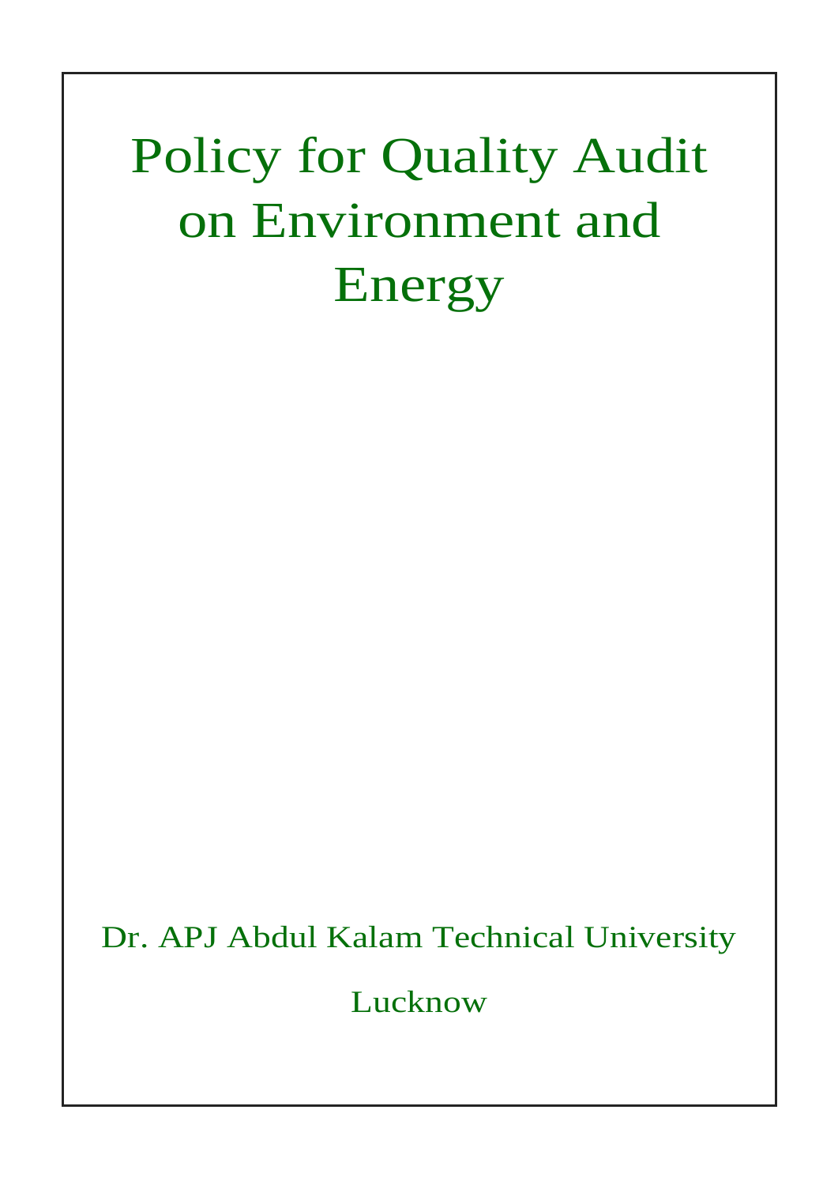# Policy for Quality Audit on Environment and Energy

Dr. APJ Abdul Kalam Technical University

Lucknow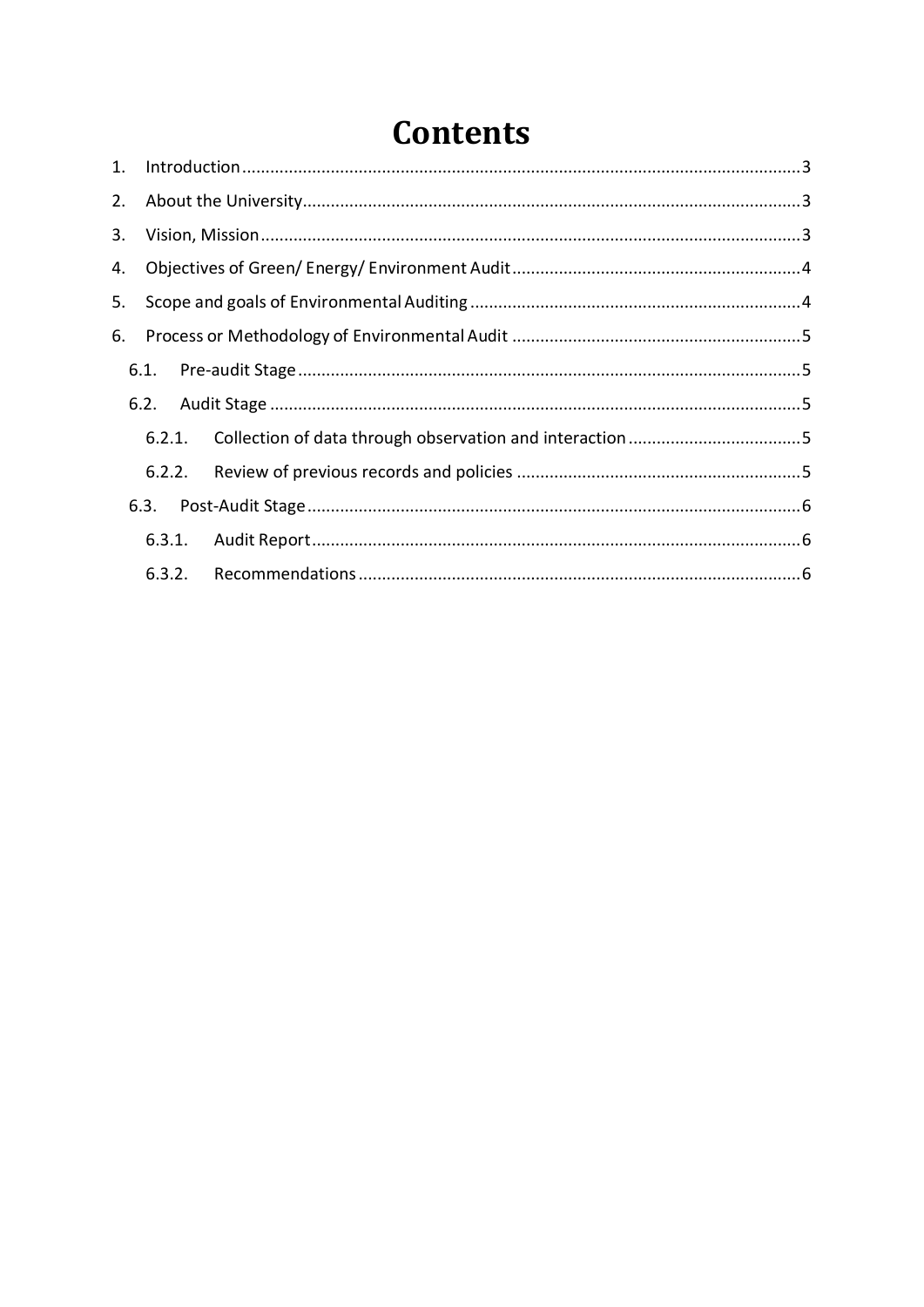# Contents

1. Introduction ........................................................................................................................ 3
2. About the University........................................................................................................... 3
3. Vision, Mission .................................................................................................................... 3
4. Objectives of Green/ Energy/ Environment Audit .............................................................. 4
5. Scope and goals of Environmental Auditing ...................................................................... 4
6. Process or Methodology of Environmental Audit .............................................................. 5
    - 6.1. Pre-audit Stage ........................................................................................................... 5
    - 6.2. Audit Stage ................................................................................................................. 5
        - 6.2.1. Collection of data through observation and interaction ..................................... 5
        - 6.2.2. Review of previous records and policies ............................................................. 5
    - 6.3. Post-Audit Stage ......................................................................................................... 6
        - 6.3.1. Audit Report ........................................................................................................ 6
        - 6.3.2. Recommendations .............................................................................................. 6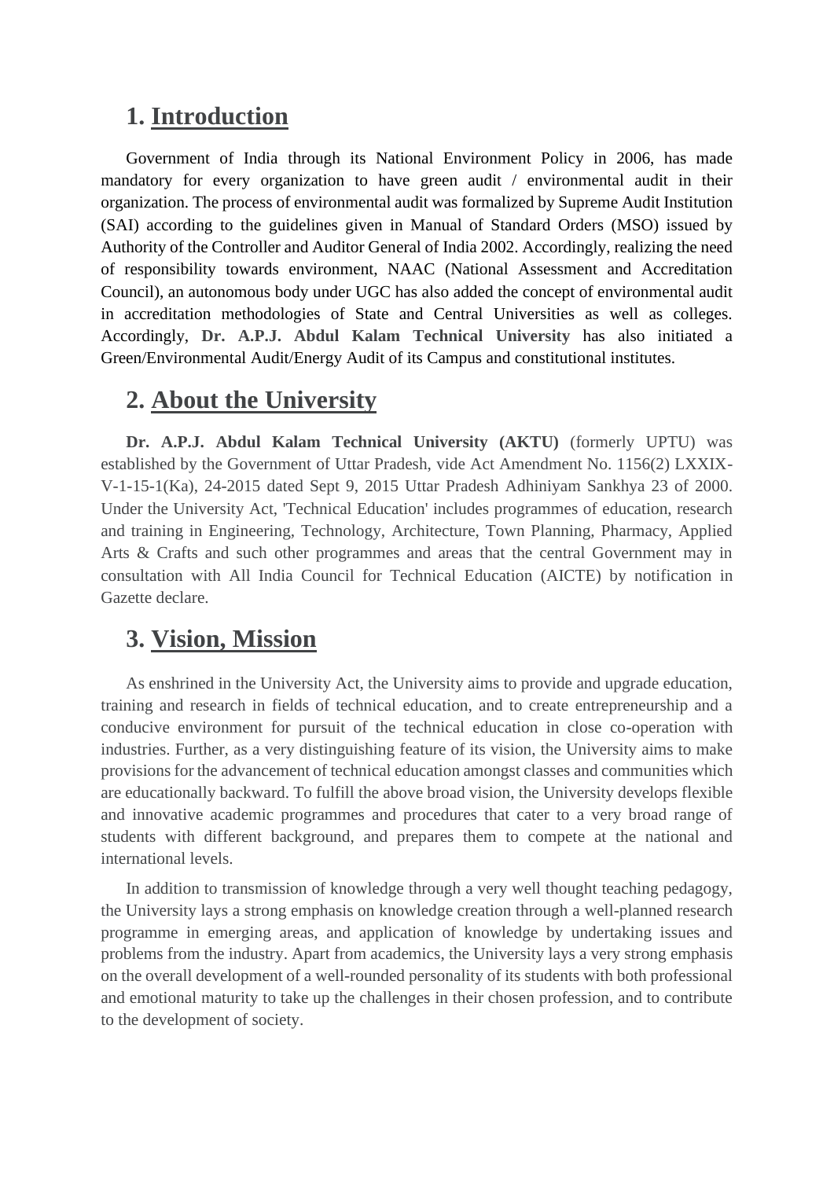## 1. Introduction

Government of India through its National Environment Policy in 2006, has made mandatory for every organization to have green audit / environmental audit in their organization. The process of environmental audit was formalized by Supreme Audit Institution (SAI) according to the guidelines given in Manual of Standard Orders (MSO) issued by Authority of the Controller and Auditor General of India 2002. Accordingly, realizing the need of responsibility towards environment, NAAC (National Assessment and Accreditation Council), an autonomous body under UGC has also added the concept of environmental audit in accreditation methodologies of State and Central Universities as well as colleges. Accordingly, **Dr. A.P.J. Abdul Kalam Technical University** has also initiated a Green/Environmental Audit/Energy Audit of its Campus and constitutional institutes.

## 2. About the University

**Dr. A.P.J. Abdul Kalam Technical University (AKTU)** (formerly UPTU) was established by the Government of Uttar Pradesh, vide Act Amendment No. 1156(2) LXXIX-V-1-15-1(Ka), 24-2015 dated Sept 9, 2015 Uttar Pradesh Adhiniyam Sankhya 23 of 2000. Under the University Act, 'Technical Education' includes programmes of education, research and training in Engineering, Technology, Architecture, Town Planning, Pharmacy, Applied Arts & Crafts and such other programmes and areas that the central Government may in consultation with All India Council for Technical Education (AICTE) by notification in Gazette declare.

## 3. Vision, Mission

As enshrined in the University Act, the University aims to provide and upgrade education, training and research in fields of technical education, and to create entrepreneurship and a conducive environment for pursuit of the technical education in close co-operation with industries. Further, as a very distinguishing feature of its vision, the University aims to make provisions for the advancement of technical education amongst classes and communities which are educationally backward. To fulfill the above broad vision, the University develops flexible and innovative academic programmes and procedures that cater to a very broad range of students with different background, and prepares them to compete at the national and international levels.

In addition to transmission of knowledge through a very well thought teaching pedagogy, the University lays a strong emphasis on knowledge creation through a well-planned research programme in emerging areas, and application of knowledge by undertaking issues and problems from the industry. Apart from academics, the University lays a very strong emphasis on the overall development of a well-rounded personality of its students with both professional and emotional maturity to take up the challenges in their chosen profession, and to contribute to the development of society.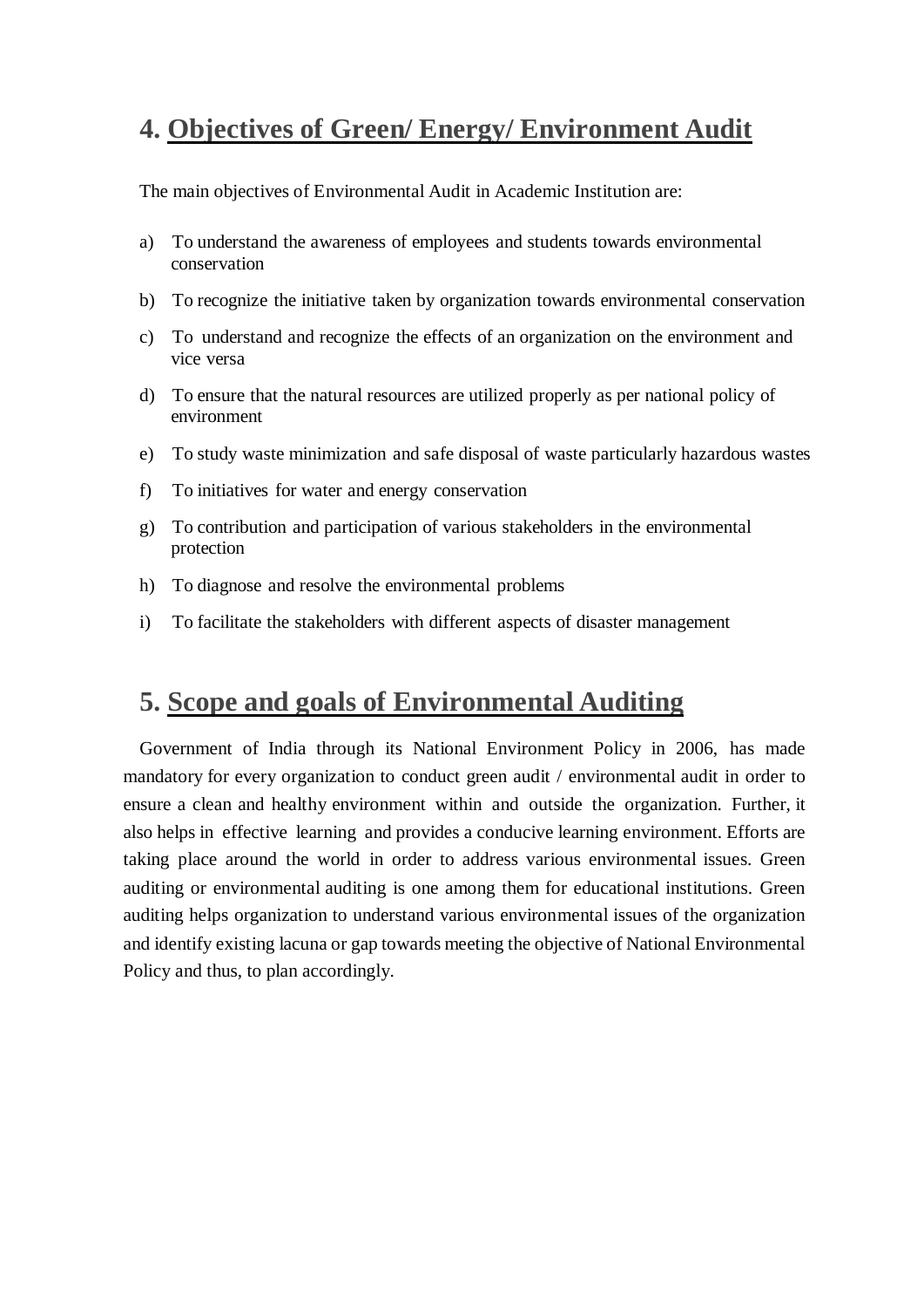## 4. Objectives of Green/ Energy/ Environment Audit

The main objectives of Environmental Audit in Academic Institution are:

a) To understand the awareness of employees and students towards environmental conservation

b) To recognize the initiative taken by organization towards environmental conservation

c) To understand and recognize the effects of an organization on the environment and vice versa

d) To ensure that the natural resources are utilized properly as per national policy of environment

e) To study waste minimization and safe disposal of waste particularly hazardous wastes

f) To initiatives for water and energy conservation

g) To contribution and participation of various stakeholders in the environmental protection

h) To diagnose and resolve the environmental problems

i) To facilitate the stakeholders with different aspects of disaster management

## 5. Scope and goals of Environmental Auditing

Government of India through its National Environment Policy in 2006, has made mandatory for every organization to conduct green audit / environmental audit in order to ensure a clean and healthy environment within and outside the organization. Further, it also helps in effective learning and provides a conducive learning environment. Efforts are taking place around the world in order to address various environmental issues. Green auditing or environmental auditing is one among them for educational institutions. Green auditing helps organization to understand various environmental issues of the organization and identify existing lacuna or gap towards meeting the objective of National Environmental Policy and thus, to plan accordingly.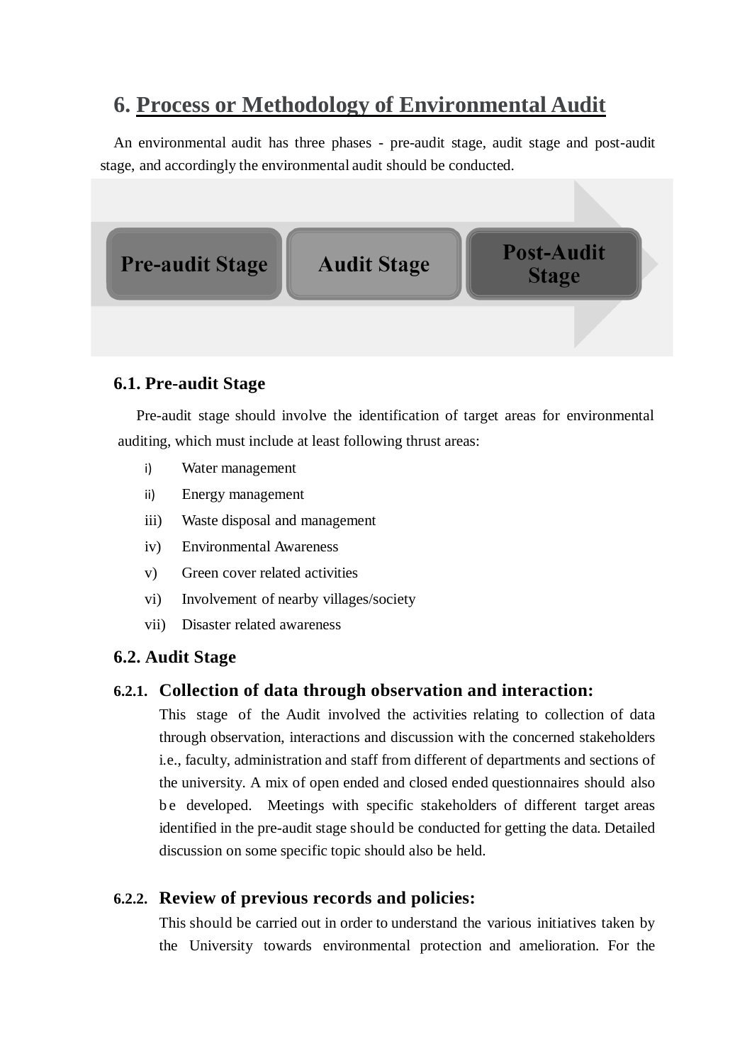## 6. Process or Methodology of Environmental Audit

An environmental audit has three phases - pre-audit stage, audit stage and post-audit stage, and accordingly the environmental audit should be conducted.

Pre-audit Stage → Audit Stage → Post-Audit Stage

### 6.1. Pre-audit Stage

Pre-audit stage should involve the identification of target areas for environmental auditing, which must include at least following thrust areas:

i) Water management
ii) Energy management
iii) Waste disposal and management
iv) Environmental Awareness
v) Green cover related activities
vi) Involvement of nearby villages/society
vii) Disaster related awareness

### 6.2. Audit Stage

#### 6.2.1. Collection of data through observation and interaction:

This stage of the Audit involved the activities relating to collection of data through observation, interactions and discussion with the concerned stakeholders i.e., faculty, administration and staff from different of departments and sections of the university. A mix of open ended and closed ended questionnaires should also be developed. Meetings with specific stakeholders of different target areas identified in the pre-audit stage should be conducted for getting the data. Detailed discussion on some specific topic should also be held.

#### 6.2.2. Review of previous records and policies:

This should be carried out in order to understand the various initiatives taken by the University towards environmental protection and amelioration. For the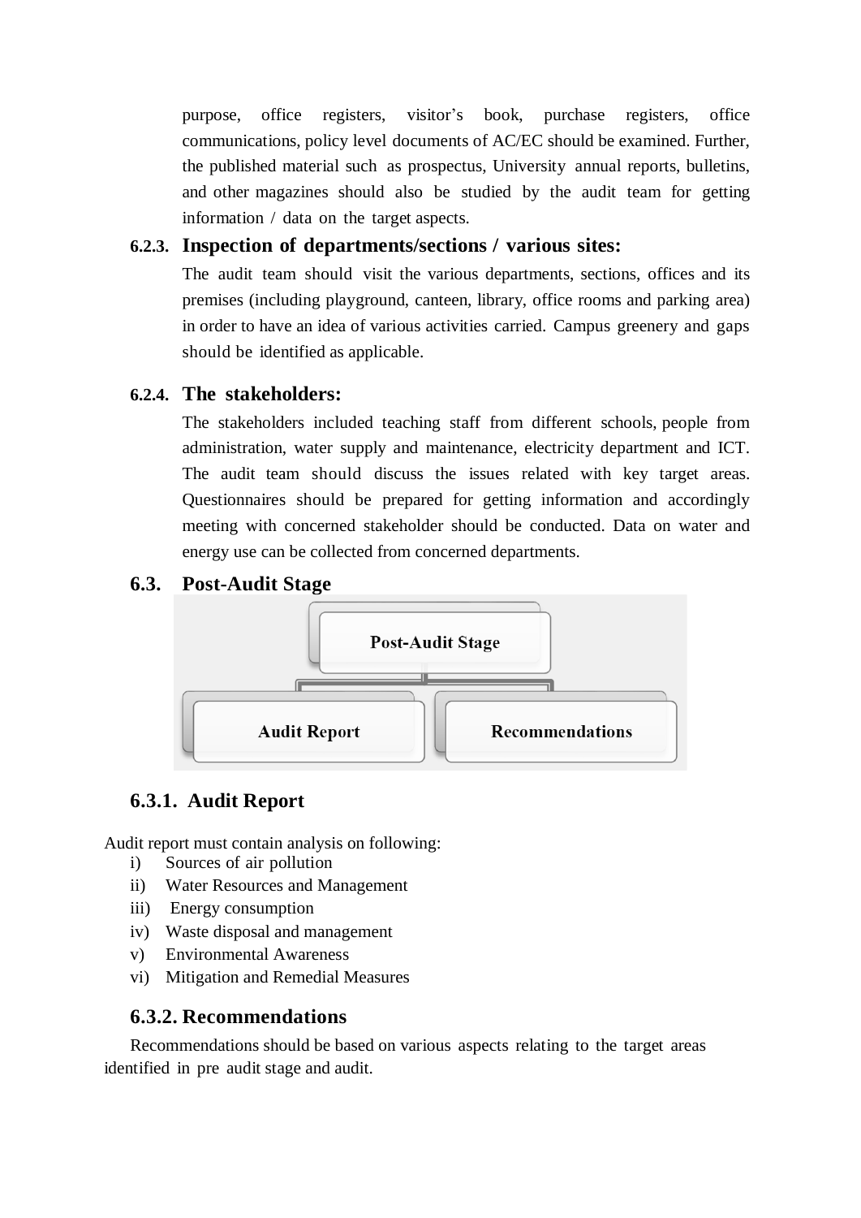purpose, office registers, visitor's book, purchase registers, office communications, policy level documents of AC/EC should be examined. Further, the published material such as prospectus, University annual reports, bulletins, and other magazines should also be studied by the audit team for getting information / data on the target aspects.

#### 6.2.3. Inspection of departments/sections / various sites:

The audit team should visit the various departments, sections, offices and its premises (including playground, canteen, library, office rooms and parking area) in order to have an idea of various activities carried. Campus greenery and gaps should be identified as applicable.

#### 6.2.4. The stakeholders:

The stakeholders included teaching staff from different schools, people from administration, water supply and maintenance, electricity department and ICT. The audit team should discuss the issues related with key target areas. Questionnaires should be prepared for getting information and accordingly meeting with concerned stakeholder should be conducted. Data on water and energy use can be collected from concerned departments.

### 6.3. Post-Audit Stage

Post-Audit Stage

Audit Report

Recommendations

#### 6.3.1. Audit Report

Audit report must contain analysis on following:

i) Sources of air pollution
ii) Water Resources and Management
iii) Energy consumption
iv) Waste disposal and management
v) Environmental Awareness
vi) Mitigation and Remedial Measures

#### 6.3.2. Recommendations

Recommendations should be based on various aspects relating to the target areas identified in pre audit stage and audit.